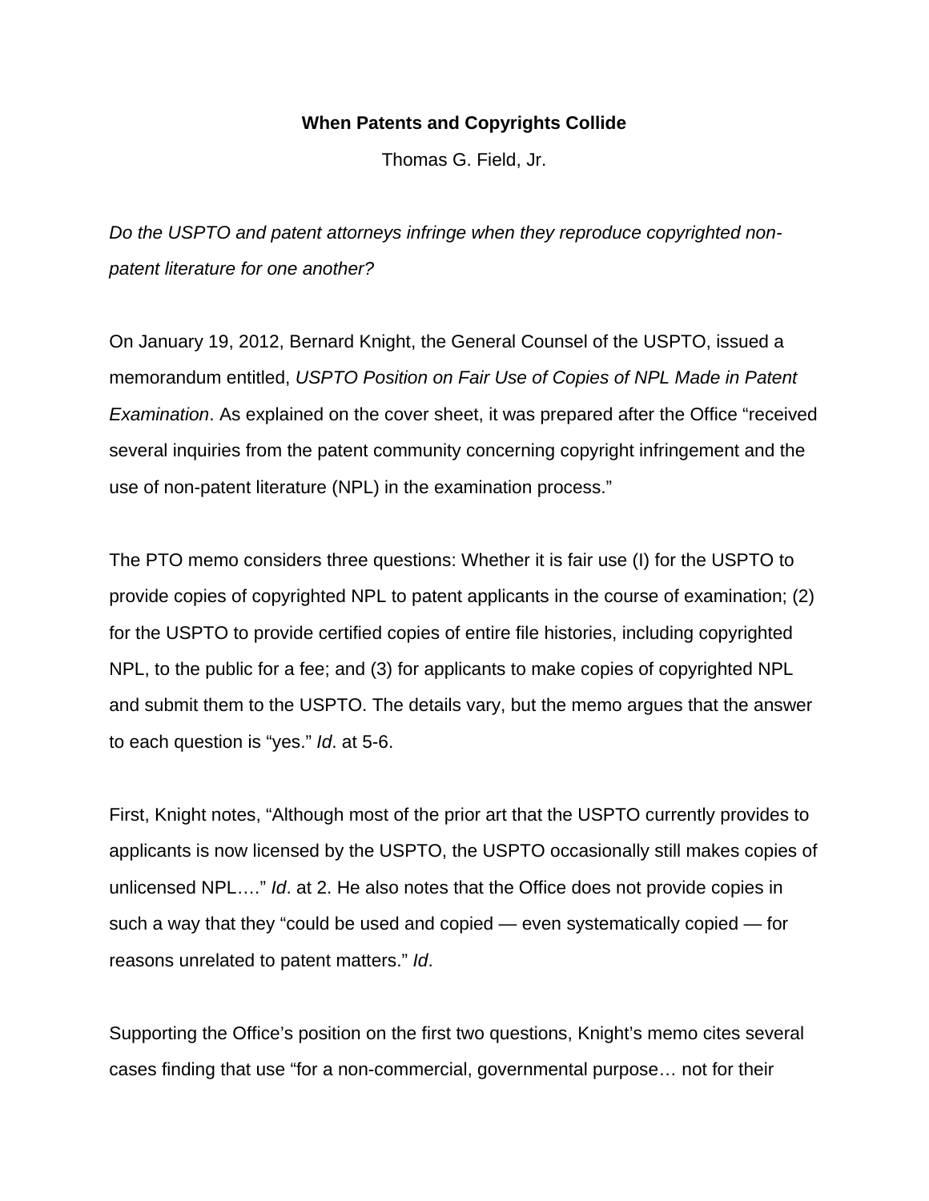# When Patents and Copyrights Collide

Thomas G. Field, Jr.

*Do the USPTO and patent attorneys infringe when they reproduce copyrighted non-patent literature for one another?*

On January 19, 2012, Bernard Knight, the General Counsel of the USPTO, issued a memorandum entitled, *USPTO Position on Fair Use of Copies of NPL Made in Patent Examination*. As explained on the cover sheet, it was prepared after the Office "received several inquiries from the patent community concerning copyright infringement and the use of non-patent literature (NPL) in the examination process."

The PTO memo considers three questions: Whether it is fair use (I) for the USPTO to provide copies of copyrighted NPL to patent applicants in the course of examination; (2) for the USPTO to provide certified copies of entire file histories, including copyrighted NPL, to the public for a fee; and (3) for applicants to make copies of copyrighted NPL and submit them to the USPTO. The details vary, but the memo argues that the answer to each question is "yes." *Id*. at 5-6.

First, Knight notes, "Although most of the prior art that the USPTO currently provides to applicants is now licensed by the USPTO, the USPTO occasionally still makes copies of unlicensed NPL…." *Id*. at 2. He also notes that the Office does not provide copies in such a way that they "could be used and copied — even systematically copied — for reasons unrelated to patent matters." *Id*.

Supporting the Office's position on the first two questions, Knight's memo cites several cases finding that use "for a non-commercial, governmental purpose… not for their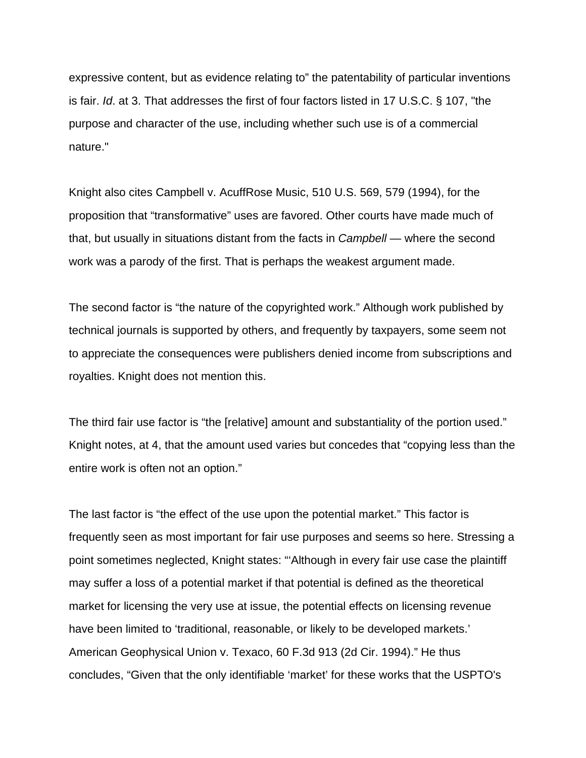expressive content, but as evidence relating to" the patentability of particular inventions is fair. *Id*. at 3. That addresses the first of four factors listed in 17 U.S.C. § 107, "the purpose and character of the use, including whether such use is of a commercial nature."

Knight also cites Campbell v. AcuffRose Music, 510 U.S. 569, 579 (1994), for the proposition that "transformative" uses are favored. Other courts have made much of that, but usually in situations distant from the facts in *Campbell* — where the second work was a parody of the first. That is perhaps the weakest argument made.

The second factor is "the nature of the copyrighted work." Although work published by technical journals is supported by others, and frequently by taxpayers, some seem not to appreciate the consequences were publishers denied income from subscriptions and royalties. Knight does not mention this.

The third fair use factor is "the [relative] amount and substantiality of the portion used." Knight notes, at 4, that the amount used varies but concedes that "copying less than the entire work is often not an option."

The last factor is "the effect of the use upon the potential market." This factor is frequently seen as most important for fair use purposes and seems so here. Stressing a point sometimes neglected, Knight states: "'Although in every fair use case the plaintiff may suffer a loss of a potential market if that potential is defined as the theoretical market for licensing the very use at issue, the potential effects on licensing revenue have been limited to 'traditional, reasonable, or likely to be developed markets.' American Geophysical Union v. Texaco, 60 F.3d 913 (2d Cir. 1994)." He thus concludes, "Given that the only identifiable 'market' for these works that the USPTO's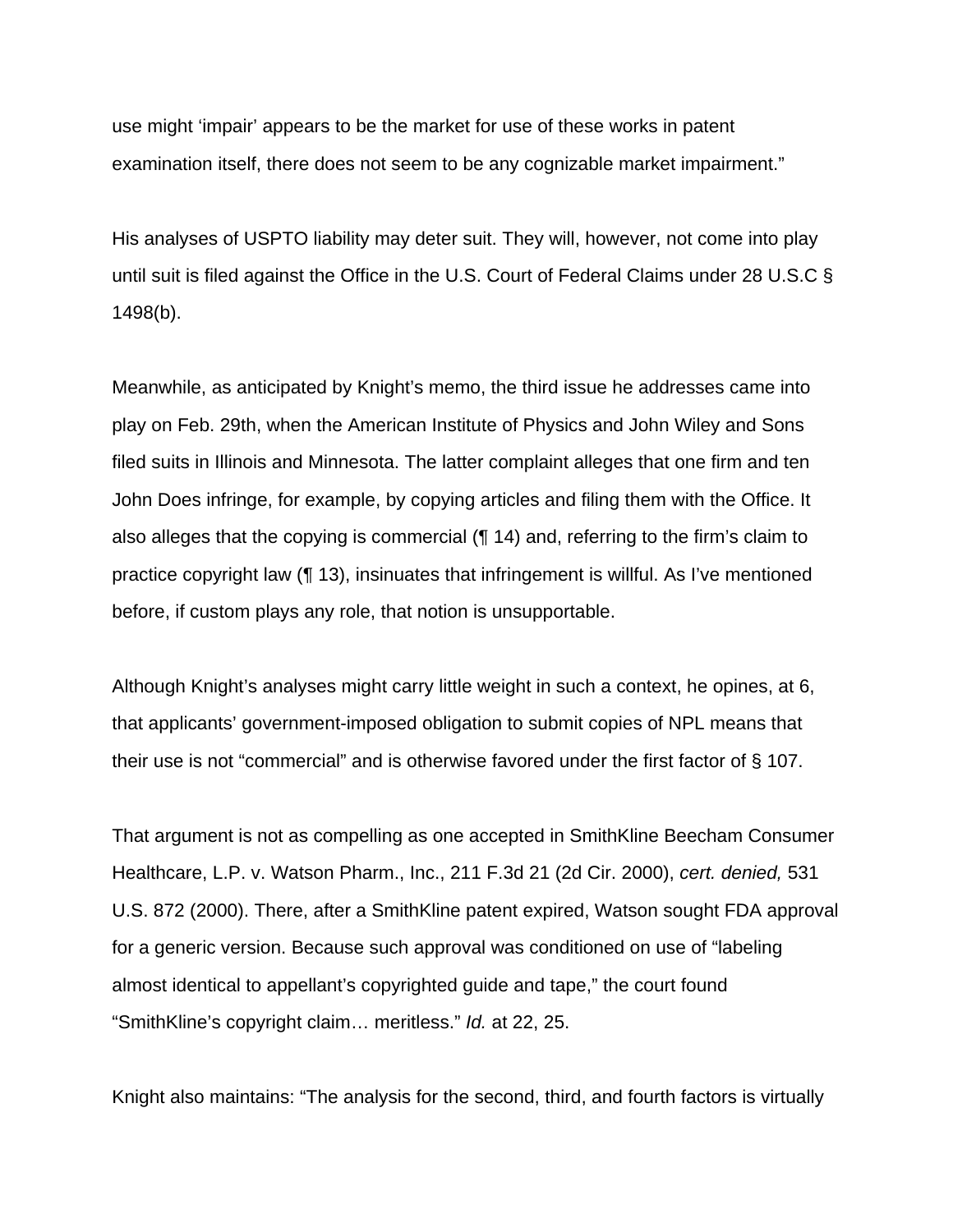use might 'impair' appears to be the market for use of these works in patent examination itself, there does not seem to be any cognizable market impairment."

His analyses of USPTO liability may deter suit. They will, however, not come into play until suit is filed against the Office in the U.S. Court of Federal Claims under 28 U.S.C § 1498(b).

Meanwhile, as anticipated by Knight's memo, the third issue he addresses came into play on Feb. 29th, when the American Institute of Physics and John Wiley and Sons filed suits in Illinois and Minnesota. The latter complaint alleges that one firm and ten John Does infringe, for example, by copying articles and filing them with the Office. It also alleges that the copying is commercial (¶ 14) and, referring to the firm's claim to practice copyright law (¶ 13), insinuates that infringement is willful. As I've mentioned before, if custom plays any role, that notion is unsupportable.

Although Knight's analyses might carry little weight in such a context, he opines, at 6, that applicants' government-imposed obligation to submit copies of NPL means that their use is not "commercial" and is otherwise favored under the first factor of § 107.

That argument is not as compelling as one accepted in SmithKline Beecham Consumer Healthcare, L.P. v. Watson Pharm., Inc., 211 F.3d 21 (2d Cir. 2000), *cert. denied,* 531 U.S. 872 (2000). There, after a SmithKline patent expired, Watson sought FDA approval for a generic version. Because such approval was conditioned on use of "labeling almost identical to appellant's copyrighted guide and tape," the court found "SmithKline's copyright claim… meritless." *Id.* at 22, 25.

Knight also maintains: "The analysis for the second, third, and fourth factors is virtually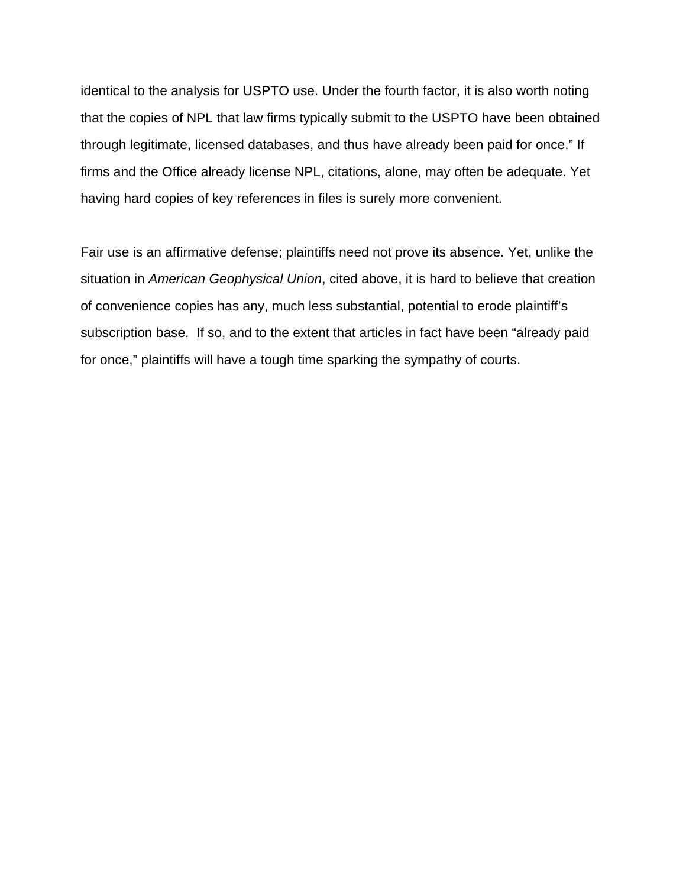identical to the analysis for USPTO use. Under the fourth factor, it is also worth noting that the copies of NPL that law firms typically submit to the USPTO have been obtained through legitimate, licensed databases, and thus have already been paid for once." If firms and the Office already license NPL, citations, alone, may often be adequate. Yet having hard copies of key references in files is surely more convenient.

Fair use is an affirmative defense; plaintiffs need not prove its absence. Yet, unlike the situation in *American Geophysical Union*, cited above, it is hard to believe that creation of convenience copies has any, much less substantial, potential to erode plaintiff's subscription base. If so, and to the extent that articles in fact have been "already paid for once," plaintiffs will have a tough time sparking the sympathy of courts.